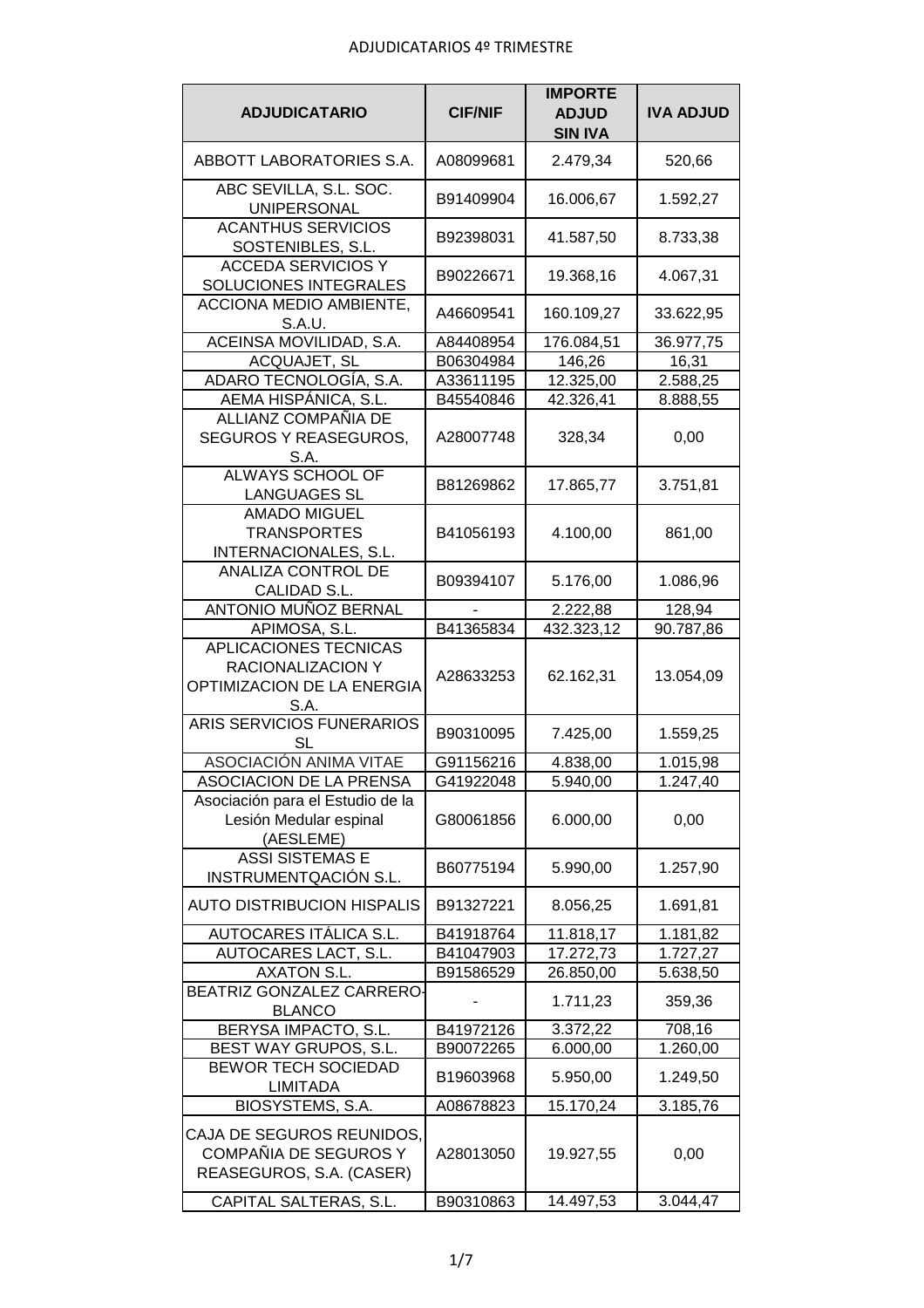ADJUDICATARIOS 4º TRIMESTRE

| ADJUDICATARIO | CIF/NIF | IMPORTE ADJUD SIN IVA | IVA ADJUD |
|---|---|---|---|
| ABBOTT LABORATORIES S.A. | A08099681 | 2.479,34 | 520,66 |
| ABC SEVILLA, S.L. SOC. UNIPERSONAL | B91409904 | 16.006,67 | 1.592,27 |
| ACANTHUS SERVICIOS SOSTENIBLES, S.L. | B92398031 | 41.587,50 | 8.733,38 |
| ACCEDA SERVICIOS Y SOLUCIONES INTEGRALES | B90226671 | 19.368,16 | 4.067,31 |
| ACCIONA MEDIO AMBIENTE, S.A.U. | A46609541 | 160.109,27 | 33.622,95 |
| ACEINSA MOVILIDAD, S.A. | A84408954 | 176.084,51 | 36.977,75 |
| ACQUAJET, SL | B06304984 | 146,26 | 16,31 |
| ADARO TECNOLOGÍA, S.A. | A33611195 | 12.325,00 | 2.588,25 |
| AEMA HISPÁNICA, S.L. | B45540846 | 42.326,41 | 8.888,55 |
| ALLIANZ COMPAÑIA DE SEGUROS Y REASEGUROS, S.A. | A28007748 | 328,34 | 0,00 |
| ALWAYS SCHOOL OF LANGUAGES SL | B81269862 | 17.865,77 | 3.751,81 |
| AMADO MIGUEL TRANSPORTES INTERNACIONALES, S.L. | B41056193 | 4.100,00 | 861,00 |
| ANALIZA CONTROL DE CALIDAD S.L. | B09394107 | 5.176,00 | 1.086,96 |
| ANTONIO MUÑOZ BERNAL | - | 2.222,88 | 128,94 |
| APIMOSA, S.L. | B41365834 | 432.323,12 | 90.787,86 |
| APLICACIONES TECNICAS RACIONALIZACION Y OPTIMIZACION DE LA ENERGIA S.A. | A28633253 | 62.162,31 | 13.054,09 |
| ARIS SERVICIOS FUNERARIOS SL | B90310095 | 7.425,00 | 1.559,25 |
| ASOCIACIÓN ANIMA VITAE | G91156216 | 4.838,00 | 1.015,98 |
| ASOCIACION DE LA PRENSA | G41922048 | 5.940,00 | 1.247,40 |
| Asociación para el Estudio de la Lesión Medular espinal (AESLEME) | G80061856 | 6.000,00 | 0,00 |
| ASSI SISTEMAS E INSTRUMENTQACIÓN S.L. | B60775194 | 5.990,00 | 1.257,90 |
| AUTO DISTRIBUCION HISPALIS | B91327221 | 8.056,25 | 1.691,81 |
| AUTOCARES ITÁLICA S.L. | B41918764 | 11.818,17 | 1.181,82 |
| AUTOCARES LACT, S.L. | B41047903 | 17.272,73 | 1.727,27 |
| AXATON S.L. | B91586529 | 26.850,00 | 5.638,50 |
| BEATRIZ GONZALEZ CARRERO-BLANCO | - | 1.711,23 | 359,36 |
| BERYSA IMPACTO, S.L. | B41972126 | 3.372,22 | 708,16 |
| BEST WAY GRUPOS, S.L. | B90072265 | 6.000,00 | 1.260,00 |
| BEWOR TECH SOCIEDAD LIMITADA | B19603968 | 5.950,00 | 1.249,50 |
| BIOSYSTEMS, S.A. | A08678823 | 15.170,24 | 3.185,76 |
| CAJA DE SEGUROS REUNIDOS, COMPAÑIA DE SEGUROS Y REASEGUROS, S.A. (CASER) | A28013050 | 19.927,55 | 0,00 |
| CAPITAL SALTERAS, S.L. | B90310863 | 14.497,53 | 3.044,47 |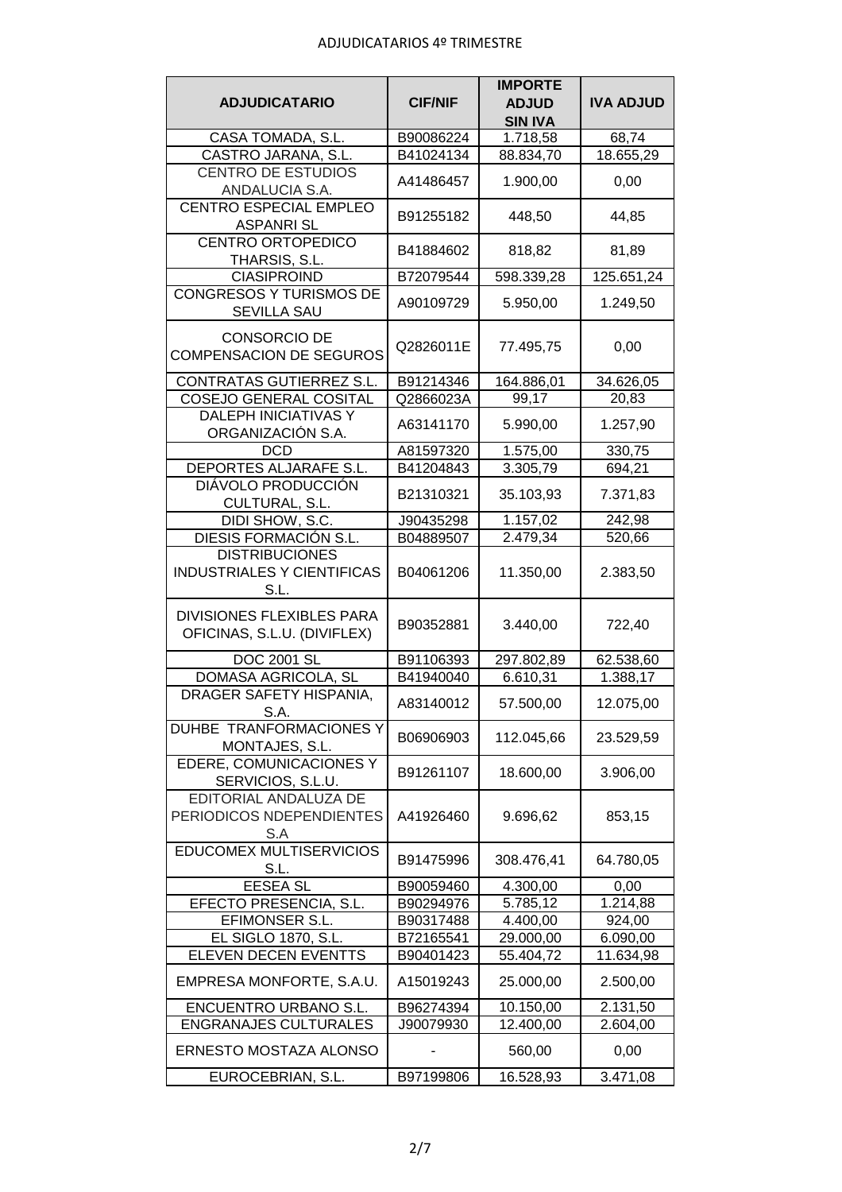ADJUDICATARIOS 4º TRIMESTRE

| ADJUDICATARIO | CIF/NIF | IMPORTE ADJUD SIN IVA | IVA ADJUD |
|---|---|---|---|
| CASA TOMADA, S.L. | B90086224 | 1.718,58 | 68,74 |
| CASTRO JARANA, S.L. | B41024134 | 88.834,70 | 18.655,29 |
| CENTRO DE ESTUDIOS ANDALUCIA S.A. | A41486457 | 1.900,00 | 0,00 |
| CENTRO ESPECIAL EMPLEO ASPANRI SL | B91255182 | 448,50 | 44,85 |
| CENTRO ORTOPEDICO THARSIS, S.L. | B41884602 | 818,82 | 81,89 |
| CIASIPROIND | B72079544 | 598.339,28 | 125.651,24 |
| CONGRESOS Y TURISMOS DE SEVILLA SAU | A90109729 | 5.950,00 | 1.249,50 |
| CONSORCIO DE COMPENSACION DE SEGUROS | Q2826011E | 77.495,75 | 0,00 |
| CONTRATAS GUTIERREZ S.L. | B91214346 | 164.886,01 | 34.626,05 |
| COSEJO GENERAL COSITAL | Q2866023A | 99,17 | 20,83 |
| DALEPH INICIATIVAS Y ORGANIZACIÓN S.A. | A63141170 | 5.990,00 | 1.257,90 |
| DCD | A81597320 | 1.575,00 | 330,75 |
| DEPORTES ALJARAFE S.L. | B41204843 | 3.305,79 | 694,21 |
| DIÁVOLO PRODUCCIÓN CULTURAL, S.L. | B21310321 | 35.103,93 | 7.371,83 |
| DIDI SHOW, S.C. | J90435298 | 1.157,02 | 242,98 |
| DIESIS FORMACIÓN S.L. | B04889507 | 2.479,34 | 520,66 |
| DISTRIBUCIONES INDUSTRIALES Y CIENTIFICAS S.L. | B04061206 | 11.350,00 | 2.383,50 |
| DIVISIONES FLEXIBLES PARA OFICINAS, S.L.U. (DIVIFLEX) | B90352881 | 3.440,00 | 722,40 |
| DOC 2001 SL | B91106393 | 297.802,89 | 62.538,60 |
| DOMASA AGRICOLA, SL | B41940040 | 6.610,31 | 1.388,17 |
| DRAGER SAFETY HISPANIA, S.A. | A83140012 | 57.500,00 | 12.075,00 |
| DUHBE TRANFORMACIONES Y MONTAJES, S.L. | B06906903 | 112.045,66 | 23.529,59 |
| EDERE, COMUNICACIONES Y SERVICIOS, S.L.U. | B91261107 | 18.600,00 | 3.906,00 |
| EDITORIAL ANDALUZA DE PERIODICOS NDEPENDIENTES S.A | A41926460 | 9.696,62 | 853,15 |
| EDUCOMEX MULTISERVICIOS S.L. | B91475996 | 308.476,41 | 64.780,05 |
| EESEA SL | B90059460 | 4.300,00 | 0,00 |
| EFECTO PRESENCIA, S.L. | B90294976 | 5.785,12 | 1.214,88 |
| EFIMONSER S.L. | B90317488 | 4.400,00 | 924,00 |
| EL SIGLO 1870, S.L. | B72165541 | 29.000,00 | 6.090,00 |
| ELEVEN DECEN EVENTTS | B90401423 | 55.404,72 | 11.634,98 |
| EMPRESA MONFORTE, S.A.U. | A15019243 | 25.000,00 | 2.500,00 |
| ENCUENTRO URBANO S.L. | B96274394 | 10.150,00 | 2.131,50 |
| ENGRANAJES CULTURALES | J90079930 | 12.400,00 | 2.604,00 |
| ERNESTO MOSTAZA ALONSO | - | 560,00 | 0,00 |
| EUROCEBRIAN, S.L. | B97199806 | 16.528,93 | 3.471,08 |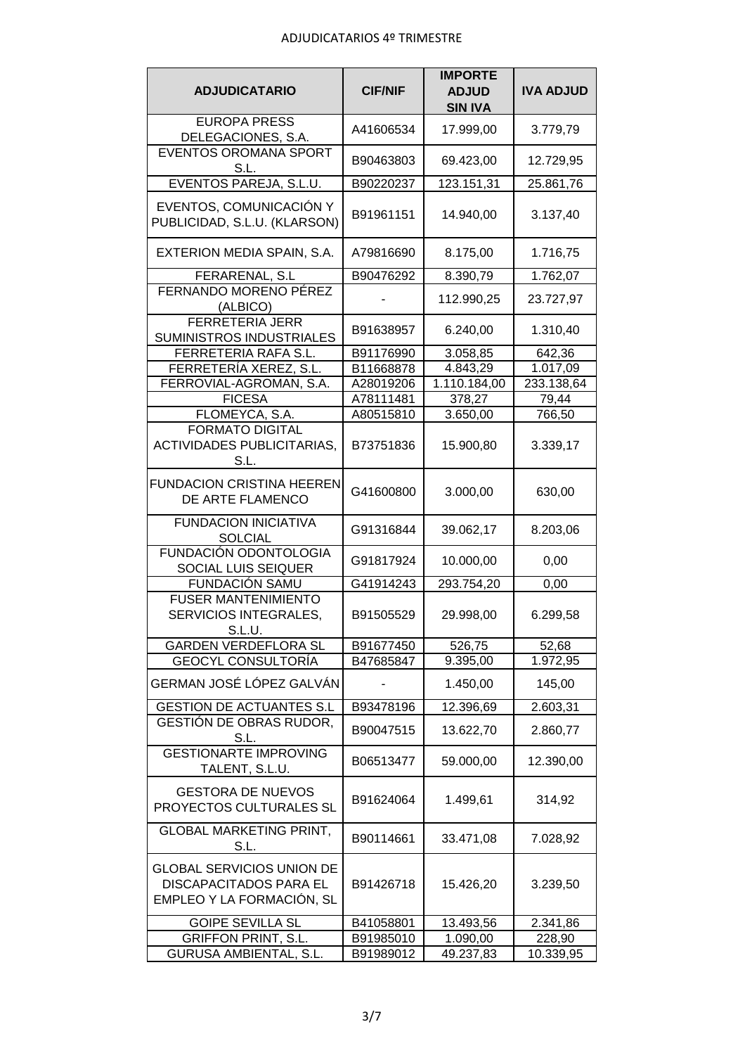ADJUDICATARIOS 4º TRIMESTRE

| ADJUDICATARIO | CIF/NIF | IMPORTE ADJUD SIN IVA | IVA ADJUD |
|---|---|---|---|
| EUROPA PRESS DELEGACIONES, S.A. | A41606534 | 17.999,00 | 3.779,79 |
| EVENTOS OROMANA SPORT S.L. | B90463803 | 69.423,00 | 12.729,95 |
| EVENTOS PAREJA, S.L.U. | B90220237 | 123.151,31 | 25.861,76 |
| EVENTOS, COMUNICACIÓN Y PUBLICIDAD, S.L.U. (KLARSON) | B91961151 | 14.940,00 | 3.137,40 |
| EXTERION MEDIA SPAIN, S.A. | A79816690 | 8.175,00 | 1.716,75 |
| FERARENAL, S.L | B90476292 | 8.390,79 | 1.762,07 |
| FERNANDO MORENO PÉREZ (ALBICO) | - | 112.990,25 | 23.727,97 |
| FERRETERIA JERR SUMINISTROS INDUSTRIALES | B91638957 | 6.240,00 | 1.310,40 |
| FERRETERIA RAFA S.L. | B91176990 | 3.058,85 | 642,36 |
| FERRETERÍA XEREZ, S.L. | B11668878 | 4.843,29 | 1.017,09 |
| FERROVIAL-AGROMAN, S.A. | A28019206 | 1.110.184,00 | 233.138,64 |
| FICESA | A78111481 | 378,27 | 79,44 |
| FLOMEYCA, S.A. | A80515810 | 3.650,00 | 766,50 |
| FORMATO DIGITAL ACTIVIDADES PUBLICITARIAS, S.L. | B73751836 | 15.900,80 | 3.339,17 |
| FUNDACION CRISTINA HEEREN DE ARTE FLAMENCO | G41600800 | 3.000,00 | 630,00 |
| FUNDACION INICIATIVA SOLCIAL | G91316844 | 39.062,17 | 8.203,06 |
| FUNDACIÓN ODONTOLOGIA SOCIAL LUIS SEIQUER | G91817924 | 10.000,00 | 0,00 |
| FUNDACIÓN SAMU | G41914243 | 293.754,20 | 0,00 |
| FUSER MANTENIMIENTO SERVICIOS INTEGRALES, S.L.U. | B91505529 | 29.998,00 | 6.299,58 |
| GARDEN VERDEFLORA SL | B91677450 | 526,75 | 52,68 |
| GEOCYL CONSULTORÍA | B47685847 | 9.395,00 | 1.972,95 |
| GERMAN JOSÉ LÓPEZ GALVÁN | - | 1.450,00 | 145,00 |
| GESTION DE ACTUANTES S.L | B93478196 | 12.396,69 | 2.603,31 |
| GESTIÓN DE OBRAS RUDOR, S.L. | B90047515 | 13.622,70 | 2.860,77 |
| GESTIONARTE IMPROVING TALENT, S.L.U. | B06513477 | 59.000,00 | 12.390,00 |
| GESTORA DE NUEVOS PROYECTOS CULTURALES SL | B91624064 | 1.499,61 | 314,92 |
| GLOBAL MARKETING PRINT, S.L. | B90114661 | 33.471,08 | 7.028,92 |
| GLOBAL SERVICIOS UNION DE DISCAPACITADOS PARA EL EMPLEO Y LA FORMACIÓN, SL | B91426718 | 15.426,20 | 3.239,50 |
| GOIPE SEVILLA SL | B41058801 | 13.493,56 | 2.341,86 |
| GRIFFON PRINT, S.L. | B91985010 | 1.090,00 | 228,90 |
| GURUSA AMBIENTAL, S.L. | B91989012 | 49.237,83 | 10.339,95 |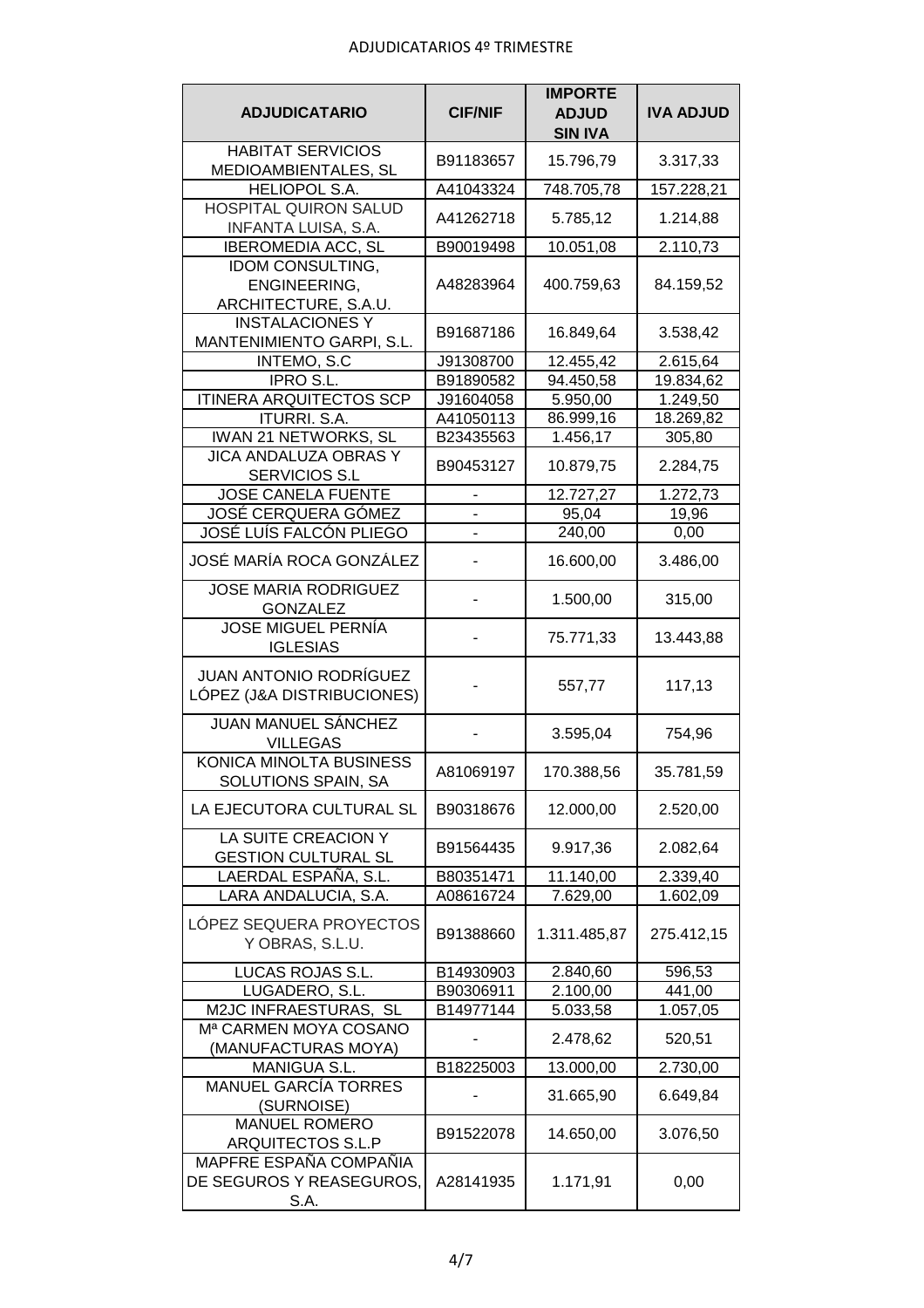ADJUDICATARIOS 4º TRIMESTRE

| ADJUDICATARIO | CIF/NIF | IMPORTE ADJUD SIN IVA | IVA ADJUD |
|---|---|---|---|
| HABITAT SERVICIOS MEDIOAMBIENTALES, SL | B91183657 | 15.796,79 | 3.317,33 |
| HELIOPOL S.A. | A41043324 | 748.705,78 | 157.228,21 |
| HOSPITAL QUIRON SALUD INFANTA LUISA, S.A. | A41262718 | 5.785,12 | 1.214,88 |
| IBEROMEDIA ACC, SL | B90019498 | 10.051,08 | 2.110,73 |
| IDOM CONSULTING, ENGINEERING, ARCHITECTURE, S.A.U. | A48283964 | 400.759,63 | 84.159,52 |
| INSTALACIONES Y MANTENIMIENTO GARPI, S.L. | B91687186 | 16.849,64 | 3.538,42 |
| INTEMO, S.C | J91308700 | 12.455,42 | 2.615,64 |
| IPRO S.L. | B91890582 | 94.450,58 | 19.834,62 |
| ITINERA ARQUITECTOS SCP | J91604058 | 5.950,00 | 1.249,50 |
| ITURRI. S.A. | A41050113 | 86.999,16 | 18.269,82 |
| IWAN 21 NETWORKS, SL | B23435563 | 1.456,17 | 305,80 |
| JICA ANDALUZA OBRAS Y SERVICIOS S.L | B90453127 | 10.879,75 | 2.284,75 |
| JOSE CANELA FUENTE | - | 12.727,27 | 1.272,73 |
| JOSÉ CERQUERA GÓMEZ | - | 95,04 | 19,96 |
| JOSÉ LUÍS FALCÓN PLIEGO | - | 240,00 | 0,00 |
| JOSÉ MARÍA ROCA GONZÁLEZ | - | 16.600,00 | 3.486,00 |
| JOSE MARIA RODRIGUEZ GONZALEZ | - | 1.500,00 | 315,00 |
| JOSE MIGUEL PERNÍA IGLESIAS | - | 75.771,33 | 13.443,88 |
| JUAN ANTONIO RODRÍGUEZ LÓPEZ (J&A DISTRIBUCIONES) | - | 557,77 | 117,13 |
| JUAN MANUEL SÁNCHEZ VILLEGAS | - | 3.595,04 | 754,96 |
| KONICA MINOLTA BUSINESS SOLUTIONS SPAIN, SA | A81069197 | 170.388,56 | 35.781,59 |
| LA EJECUTORA CULTURAL SL | B90318676 | 12.000,00 | 2.520,00 |
| LA SUITE CREACION Y GESTION CULTURAL SL | B91564435 | 9.917,36 | 2.082,64 |
| LAERDAL ESPAÑA, S.L. | B80351471 | 11.140,00 | 2.339,40 |
| LARA ANDALUCIA, S.A. | A08616724 | 7.629,00 | 1.602,09 |
| LÓPEZ SEQUERA PROYECTOS Y OBRAS, S.L.U. | B91388660 | 1.311.485,87 | 275.412,15 |
| LUCAS ROJAS S.L. | B14930903 | 2.840,60 | 596,53 |
| LUGADERO, S.L. | B90306911 | 2.100,00 | 441,00 |
| M2JC INFRAESTURAS, SL | B14977144 | 5.033,58 | 1.057,05 |
| Mª CARMEN MOYA COSANO (MANUFACTURAS MOYA) | - | 2.478,62 | 520,51 |
| MANIGUA S.L. | B18225003 | 13.000,00 | 2.730,00 |
| MANUEL GARCÍA TORRES (SURNOISE) | - | 31.665,90 | 6.649,84 |
| MANUEL ROMERO ARQUITECTOS S.L.P | B91522078 | 14.650,00 | 3.076,50 |
| MAPFRE ESPAÑA COMPAÑIA DE SEGUROS Y REASEGUROS, S.A. | A28141935 | 1.171,91 | 0,00 |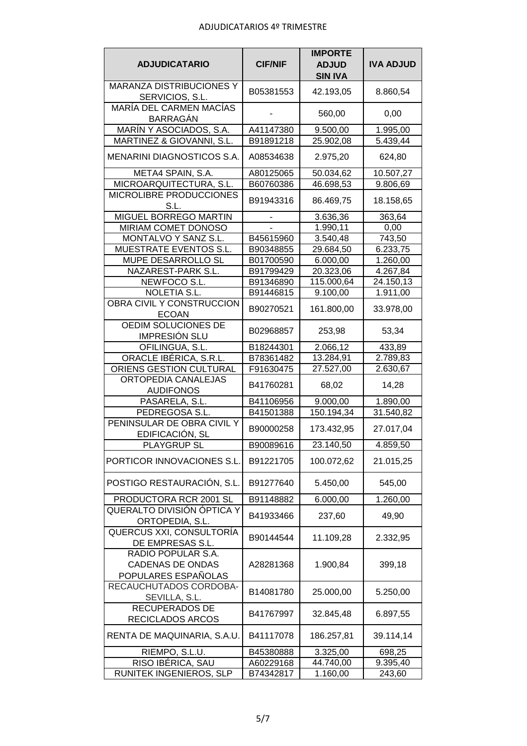ADJUDICATARIOS 4º TRIMESTRE

| ADJUDICATARIO | CIF/NIF | IMPORTE ADJUD SIN IVA | IVA ADJUD |
|---|---|---|---|
| MARANZA DISTRIBUCIONES Y SERVICIOS, S.L. | B05381553 | 42.193,05 | 8.860,54 |
| MARÍA DEL CARMEN MACÍAS BARRAGÁN | - | 560,00 | 0,00 |
| MARÍN Y ASOCIADOS, S.A. | A41147380 | 9.500,00 | 1.995,00 |
| MARTINEZ & GIOVANNI, S.L. | B91891218 | 25.902,08 | 5.439,44 |
| MENARINI DIAGNOSTICOS S.A. | A08534638 | 2.975,20 | 624,80 |
| META4 SPAIN, S.A. | A80125065 | 50.034,62 | 10.507,27 |
| MICROARQUITECTURA, S.L. | B60760386 | 46.698,53 | 9.806,69 |
| MICROLIBRE PRODUCCIONES S.L. | B91943316 | 86.469,75 | 18.158,65 |
| MIGUEL BORREGO MARTIN | - | 3.636,36 | 363,64 |
| MIRIAM COMET DONOSO | - | 1.990,11 | 0,00 |
| MONTALVO Y SANZ S.L. | B45615960 | 3.540,48 | 743,50 |
| MUESTRATE EVENTOS S.L. | B90348855 | 29.684,50 | 6.233,75 |
| MUPE DESARROLLO SL | B01700590 | 6.000,00 | 1.260,00 |
| NAZAREST-PARK S.L. | B91799429 | 20.323,06 | 4.267,84 |
| NEWFOCO S.L. | B91346890 | 115.000,64 | 24.150,13 |
| NOLETIA S.L. | B91446815 | 9.100,00 | 1.911,00 |
| OBRA CIVIL Y CONSTRUCCION ECOAN | B90270521 | 161.800,00 | 33.978,00 |
| OEDIM SOLUCIONES DE IMPRESIÓN SLU | B02968857 | 253,98 | 53,34 |
| OFILINGUA, S.L. | B18244301 | 2.066,12 | 433,89 |
| ORACLE IBÉRICA, S.R.L. | B78361482 | 13.284,91 | 2.789,83 |
| ORIENS GESTION CULTURAL | F91630475 | 27.527,00 | 2.630,67 |
| ORTOPEDIA CANALEJAS AUDIFONOS | B41760281 | 68,02 | 14,28 |
| PASARELA, S.L. | B41106956 | 9.000,00 | 1.890,00 |
| PEDREGOSA S.L. | B41501388 | 150.194,34 | 31.540,82 |
| PENINSULAR DE OBRA CIVIL Y EDIFICACIÓN, SL | B90000258 | 173.432,95 | 27.017,04 |
| PLAYGRUP SL | B90089616 | 23.140,50 | 4.859,50 |
| PORTICOR INNOVACIONES S.L. | B91221705 | 100.072,62 | 21.015,25 |
| POSTIGO RESTAURACIÓN, S.L. | B91277640 | 5.450,00 | 545,00 |
| PRODUCTORA RCR 2001 SL | B91148882 | 6.000,00 | 1.260,00 |
| QUERALTO DIVISIÓN ÓPTICA Y ORTOPEDIA, S.L. | B41933466 | 237,60 | 49,90 |
| QUERCUS XXI, CONSULTORÍA DE EMPRESAS S.L. | B90144544 | 11.109,28 | 2.332,95 |
| RADIO POPULAR S.A. CADENAS DE ONDAS POPULARES ESPAÑOLAS | A28281368 | 1.900,84 | 399,18 |
| RECAUCHUTADOS CORDOBA-SEVILLA, S.L. | B14081780 | 25.000,00 | 5.250,00 |
| RECUPERADOS DE RECICLADOS ARCOS | B41767997 | 32.845,48 | 6.897,55 |
| RENTA DE MAQUINARIA, S.A.U. | B41117078 | 186.257,81 | 39.114,14 |
| RIEMPO, S.L.U. | B45380888 | 3.325,00 | 698,25 |
| RISO IBÉRICA, SAU | A60229168 | 44.740,00 | 9.395,40 |
| RUNITEK INGENIEROS, SLP | B74342817 | 1.160,00 | 243,60 |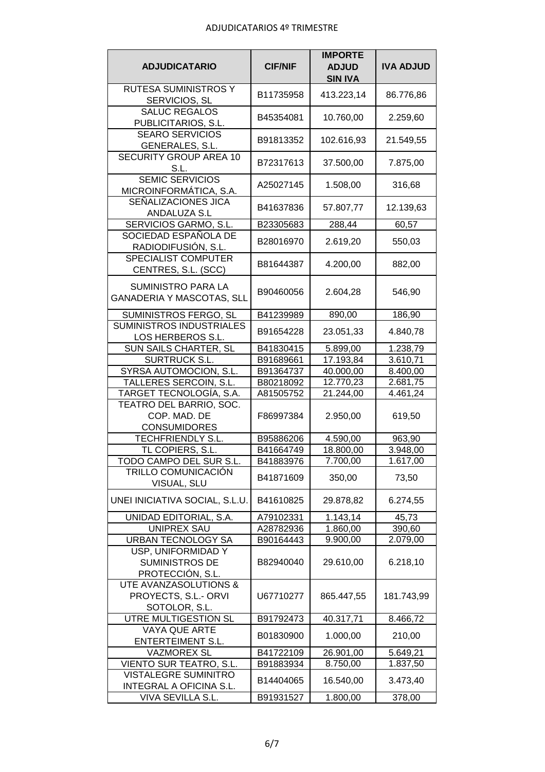ADJUDICATARIOS 4º TRIMESTRE

| ADJUDICATARIO | CIF/NIF | IMPORTE ADJUD SIN IVA | IVA ADJUD |
|---|---|---|---|
| RUTESA SUMINISTROS Y SERVICIOS, SL | B11735958 | 413.223,14 | 86.776,86 |
| SALUC REGALOS PUBLICITARIOS, S.L. | B45354081 | 10.760,00 | 2.259,60 |
| SEARO SERVICIOS GENERALES, S.L. | B91813352 | 102.616,93 | 21.549,55 |
| SECURITY GROUP AREA 10 S.L. | B72317613 | 37.500,00 | 7.875,00 |
| SEMIC SERVICIOS MICROINFORMÁTICA, S.A. | A25027145 | 1.508,00 | 316,68 |
| SEÑALIZACIONES JICA ANDALUZA S.L | B41637836 | 57.807,77 | 12.139,63 |
| SERVICIOS GARMO, S.L. | B23305683 | 288,44 | 60,57 |
| SOCIEDAD ESPAÑOLA DE RADIODIFUSIÓN, S.L. | B28016970 | 2.619,20 | 550,03 |
| SPECIALIST COMPUTER CENTRES, S.L. (SCC) | B81644387 | 4.200,00 | 882,00 |
| SUMINISTRO PARA LA GANADERIA Y MASCOTAS, SLL | B90460056 | 2.604,28 | 546,90 |
| SUMINISTROS FERGO, SL | B41239989 | 890,00 | 186,90 |
| SUMINISTROS INDUSTRIALES LOS HERBEROS S.L. | B91654228 | 23.051,33 | 4.840,78 |
| SUN SAILS CHARTER, SL | B41830415 | 5.899,00 | 1.238,79 |
| SURTRUCK S.L. | B91689661 | 17.193,84 | 3.610,71 |
| SYRSA AUTOMOCION, S.L. | B91364737 | 40.000,00 | 8.400,00 |
| TALLERES SERCOIN, S.L. | B80218092 | 12.770,23 | 2.681,75 |
| TARGET TECNOLOGÍA, S.A. | A81505752 | 21.244,00 | 4.461,24 |
| TEATRO DEL BARRIO, SOC. COP. MAD. DE CONSUMIDORES | F86997384 | 2.950,00 | 619,50 |
| TECHFRIENDLY S.L. | B95886206 | 4.590,00 | 963,90 |
| TL COPIERS, S.L. | B41664749 | 18.800,00 | 3.948,00 |
| TODO CAMPO DEL SUR S.L. | B41883976 | 7.700,00 | 1.617,00 |
| TRILLO COMUNICACIÓN VISUAL, SLU | B41871609 | 350,00 | 73,50 |
| UNEI INICIATIVA SOCIAL, S.L.U. | B41610825 | 29.878,82 | 6.274,55 |
| UNIDAD EDITORIAL, S.A. | A79102331 | 1.143,14 | 45,73 |
| UNIPREX SAU | A28782936 | 1.860,00 | 390,60 |
| URBAN TECNOLOGY SA | B90164443 | 9.900,00 | 2.079,00 |
| USP, UNIFORMIDAD Y SUMINISTROS DE PROTECCIÓN, S.L. | B82940040 | 29.610,00 | 6.218,10 |
| UTE AVANZASOLUTIONS & PROYECTS, S.L.- ORVI SOTOLOR, S.L. | U67710277 | 865.447,55 | 181.743,99 |
| UTRE MULTIGESTION SL | B91792473 | 40.317,71 | 8.466,72 |
| VAYA QUE ARTE ENTERTEIMENT S.L. | B01830900 | 1.000,00 | 210,00 |
| VAZMOREX SL | B41722109 | 26.901,00 | 5.649,21 |
| VIENTO SUR TEATRO, S.L. | B91883934 | 8.750,00 | 1.837,50 |
| VISTALEGRE SUMINITRO INTEGRAL A OFICINA S.L. | B14404065 | 16.540,00 | 3.473,40 |
| VIVA SEVILLA S.L. | B91931527 | 1.800,00 | 378,00 |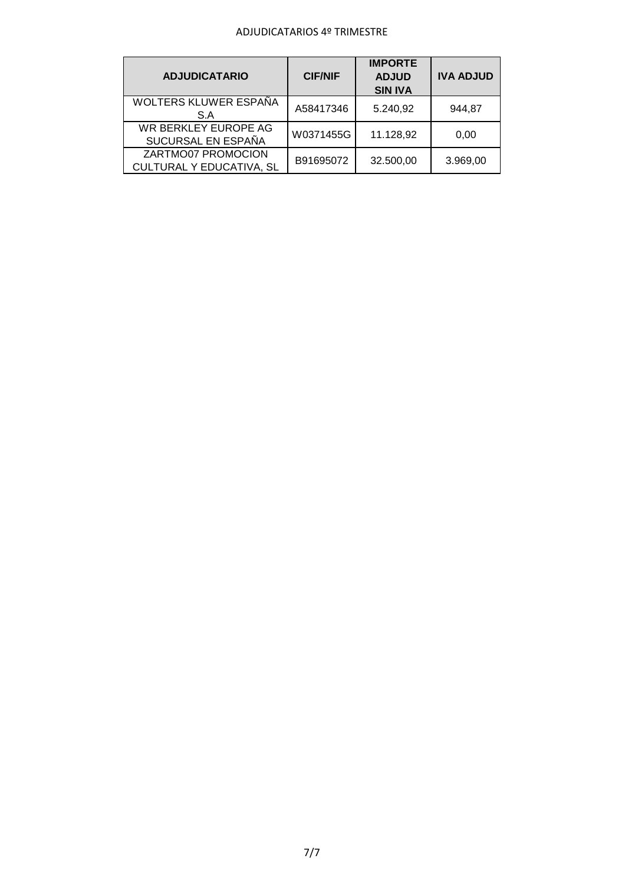| ADJUDICATARIO | CIF/NIF | IMPORTE ADJUD SIN IVA | IVA ADJUD |
|---|---|---|---|
| WOLTERS KLUWER ESPAÑA S.A | A58417346 | 5.240,92 | 944,87 |
| WR BERKLEY EUROPE AG SUCURSAL EN ESPAÑA | W0371455G | 11.128,92 | 0,00 |
| ZARTMO07 PROMOCION CULTURAL Y EDUCATIVA, SL | B91695072 | 32.500,00 | 3.969,00 |